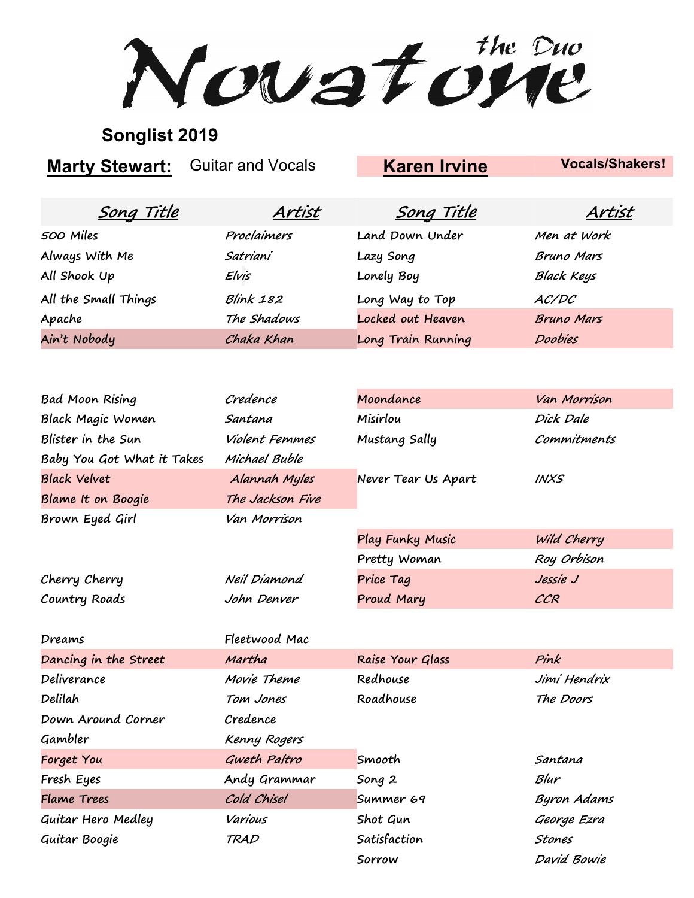# Novatone the Duo

## Songlist 2019

**Marty Stewart:** Guitar and Vocals | **Karen Irvine** Vocals/Shakers!

| Song Title | Artist | Song Title | Artist |
|---|---|---|---|
| 500 Miles | Proclaimers | Land Down Under | Men at Work |
| Always With Me | Satriani | Lazy Song | Bruno Mars |
| All Shook Up | Elvis | Lonely Boy | Black Keys |
| All the Small Things | Blink 182 | Long Way to Top | AC/DC |
| Apache | The Shadows | Locked out Heaven | Bruno Mars |
| Ain't Nobody | Chaka Khan | Long Train Running | Doobies |
| | | | |
| Bad Moon Rising | Credence | Moondance | Van Morrison |
| Black Magic Women | Santana | Misirlou | Dick Dale |
| Blister in the Sun | Violent Femmes | Mustang Sally | Commitments |
| Baby You Got What it Takes | Michael Buble | | |
| Black Velvet | Alannah Myles | Never Tear Us Apart | INXS |
| Blame It on Boogie | The Jackson Five | | |
| Brown Eyed Girl | Van Morrison | | |
| | | Play Funky Music | Wild Cherry |
| | | Pretty Woman | Roy Orbison |
| Cherry Cherry | Neil Diamond | Price Tag | Jessie J |
| Country Roads | John Denver | Proud Mary | CCR |
| | | | |
| Dreams | Fleetwood Mac | | |
| Dancing in the Street | Martha | Raise Your Glass | Pink |
| Deliverance | Movie Theme | Redhouse | Jimi Hendrix |
| Delilah | Tom Jones | Roadhouse | The Doors |
| Down Around Corner | Credence | | |
| Gambler | Kenny Rogers | | |
| Forget You | Gweth Paltro | Smooth | Santana |
| Fresh Eyes | Andy Grammar | Song 2 | Blur |
| Flame Trees | Cold Chisel | Summer 69 | Byron Adams |
| Guitar Hero Medley | Various | Shot Gun | George Ezra |
| Guitar Boogie | TRAD | Satisfaction | Stones |
| | | Sorrow | David Bowie |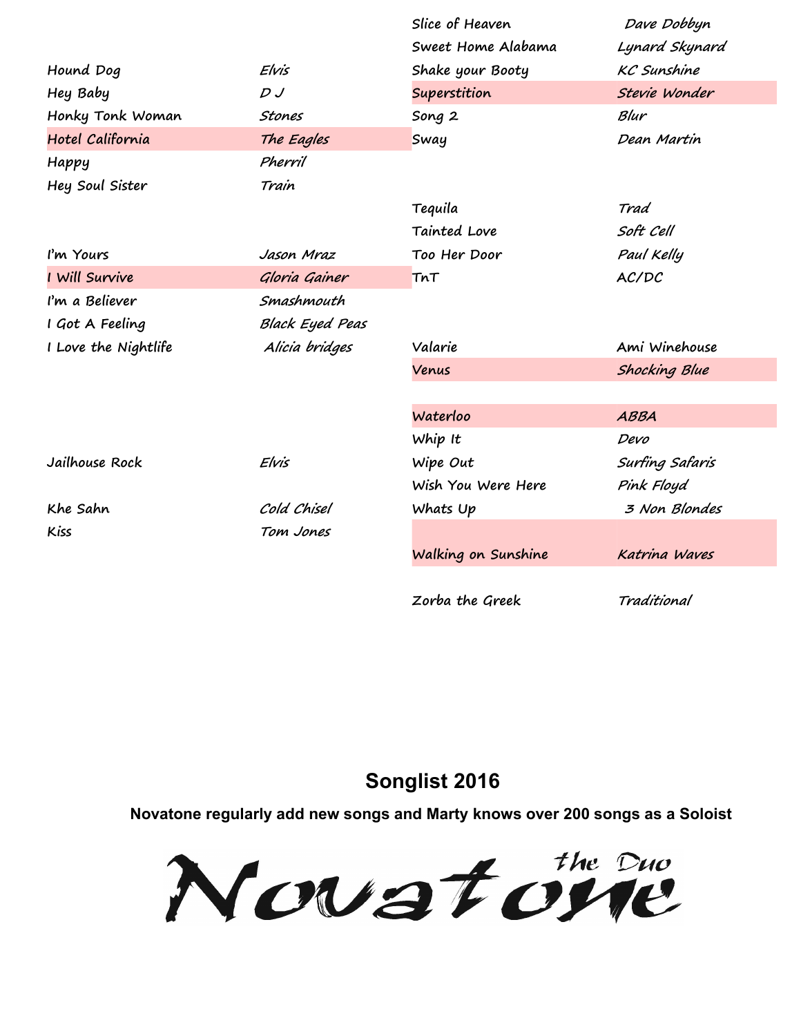| | |
|---|---|
| Hound Dog | Elvis |
| Hey Baby | D J |
| Honky Tonk Woman | Stones |
| Hotel California | The Eagles |
| Happy | Pherril |
| Hey Soul Sister | Train |
| | |
| I'm Yours | Jason Mraz |
| I Will Survive | Gloria Gainer |
| I'm a Believer | Smashmouth |
| I Got A Feeling | Black Eyed Peas |
| I Love the Nightlife | Alicia bridges |
| | |
| Jailhouse Rock | Elvis |
| | |
| Khe Sahn | Cold Chisel |
| Kiss | Tom Jones |

| | |
|---|---|
| Slice of Heaven | Dave Dobbyn |
| Sweet Home Alabama | Lynard Skynard |
| Shake your Booty | KC Sunshine |
| Superstition | Stevie Wonder |
| Song 2 | Blur |
| Sway | Dean Martin |
| | |
| Tequila | Trad |
| Tainted Love | Soft Cell |
| Too Her Door | Paul Kelly |
| TnT | AC/DC |
| | |
| Valarie | Ami Winehouse |
| Venus | Shocking Blue |
| | |
| Waterloo | ABBA |
| Whip It | Devo |
| Wipe Out | Surfing Safaris |
| Wish You Were Here | Pink Floyd |
| Whats Up | 3 Non Blondes |
| Walking on Sunshine | Katrina Waves |
| | |
| Zorba the Greek | Traditional |

## Songlist 2016

**Novatone regularly add new songs and Marty knows over 200 songs as a Soloist**

Novatone the Duo